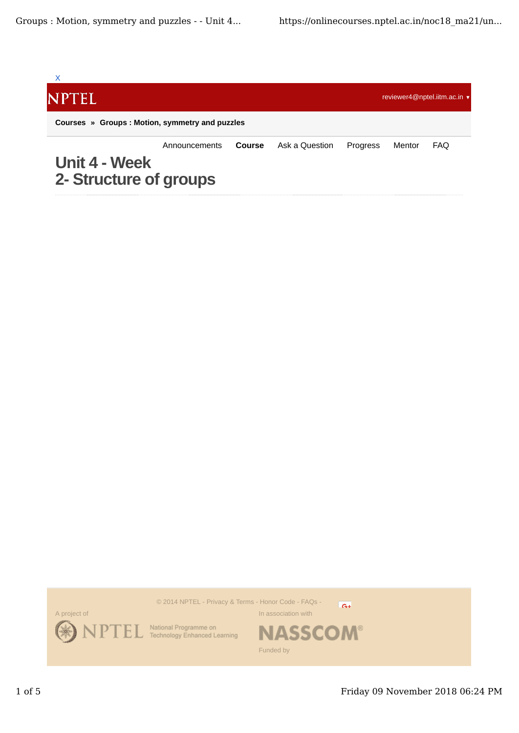X

NPTEL

reviewer4@nptel.iitm.ac.in ▾

**Courses » Groups : Motion, symmetry and puzzles**

Announcements **Course** Ask a Question Progress Mentor FAQ

# Unit 4 - Week 2- Structure of groups

© 2014 NPTEL - Privacy & Terms - Honor Code - FAQs -

A project of

NPTEL National Programme on Technology Enhanced Learning

In association with

NASSCOM®

Funded by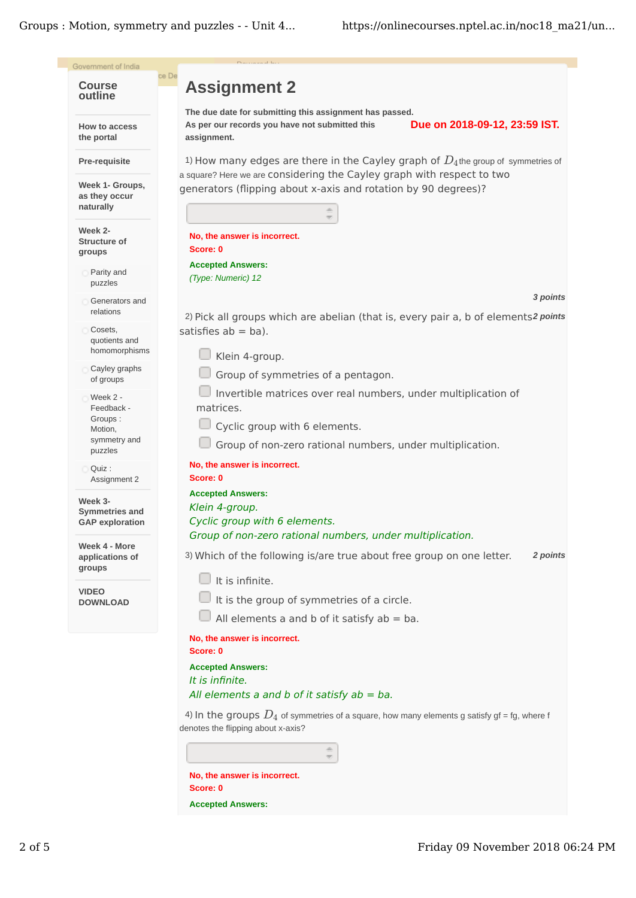# Assignment 2

**The due date for submitting this assignment has passed.**

**As per our records you have not submitted this assignment.**

**Due on 2018-09-12, 23:59 IST.**

1) How many edges are there in the Cayley graph of $D_4$ the group of symmetries of a square? Here we are considering the Cayley graph with respect to two generators (flipping about x-axis and rotation by 90 degrees)?

**No, the answer is incorrect.**
**Score: 0**

**Accepted Answers:**
*(Type: Numeric) 12*

*3 points*

2) Pick all groups which are abelian (that is, every pair a, b of elements satisfies ab = ba).

*2 points*

- Klein 4-group.
- Group of symmetries of a pentagon.
- Invertible matrices over real numbers, under multiplication of matrices.
- Cyclic group with 6 elements.
- Group of non-zero rational numbers, under multiplication.

**No, the answer is incorrect.**
**Score: 0**

**Accepted Answers:**
*Klein 4-group.*
*Cyclic group with 6 elements.*
*Group of non-zero rational numbers, under multiplication.*

3) Which of the following is/are true about free group on one letter.

*2 points*

- It is infinite.
- It is the group of symmetries of a circle.
- All elements a and b of it satisfy ab = ba.

**No, the answer is incorrect.**
**Score: 0**

**Accepted Answers:**
*It is infinite.*
*All elements a and b of it satisfy ab = ba.*

4) In the groups $D_4$ of symmetries of a square, how many elements g satisfy gf = fg, where f denotes the flipping about x-axis?

**No, the answer is incorrect.**
**Score: 0**

**Accepted Answers:**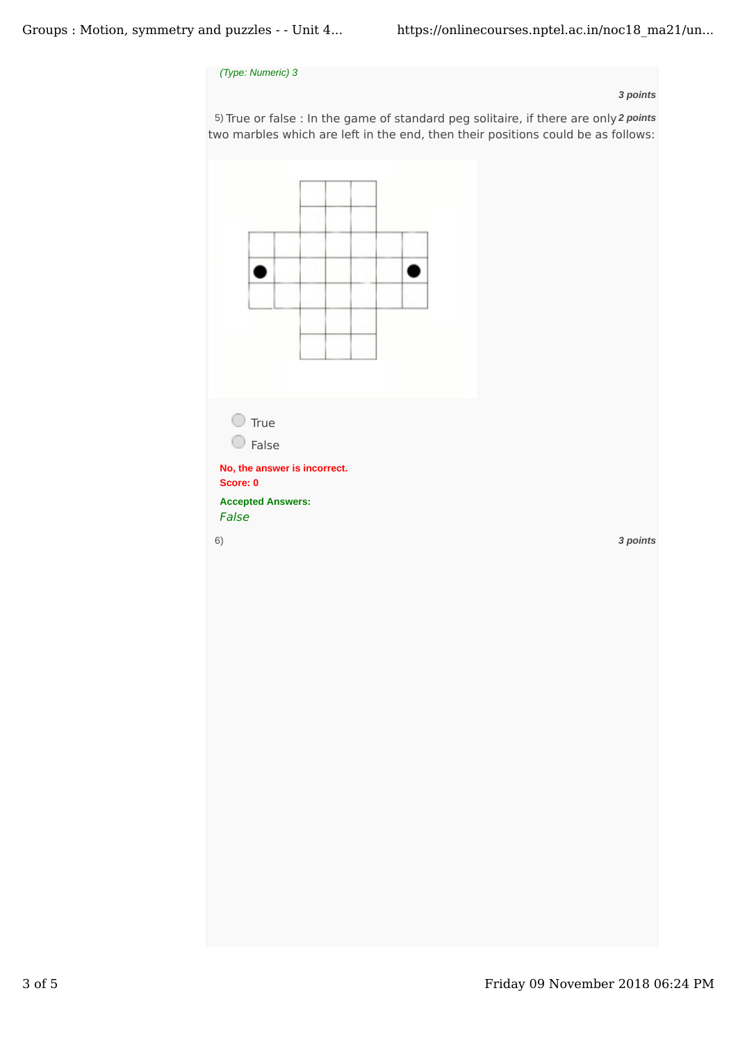*(Type: Numeric) 3*

***3 points***

5) True or false : In the game of standard peg solitaire, if there are only two marbles which are left in the end, then their positions could be as follows: ***2 points***

- True
- False

**No, the answer is incorrect.**
**Score: 0**

**Accepted Answers:**
*False*

6) ***3 points***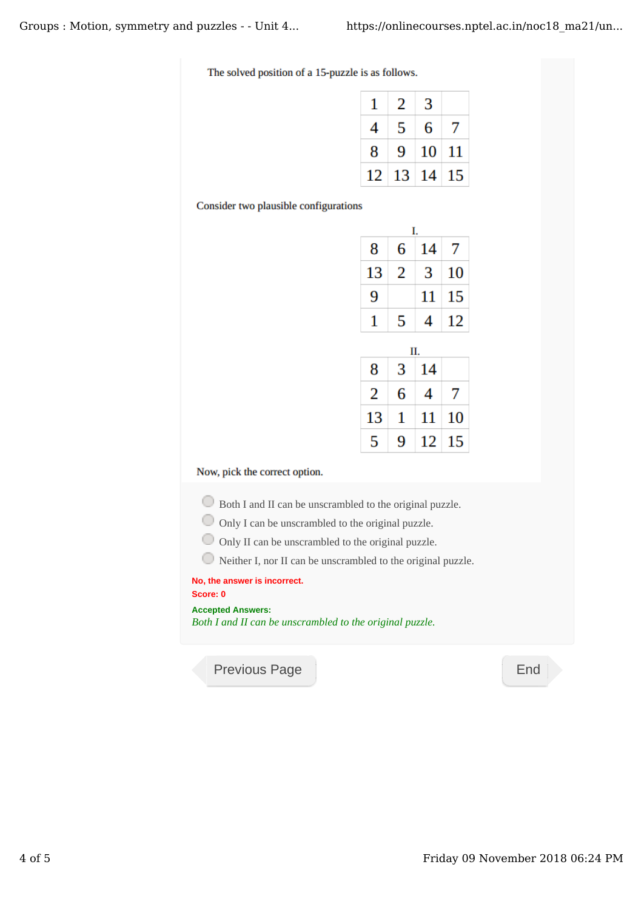The solved position of a 15-puzzle is as follows.

| | | | |
|---|---|---|---|
| 1 | 2 | 3 | |
| 4 | 5 | 6 | 7 |
| 8 | 9 | 10 | 11 |
| 12 | 13 | 14 | 15 |

Consider two plausible configurations

I.

| | | | |
|---|---|---|---|
| 8 | 6 | 14 | 7 |
| 13 | 2 | 3 | 10 |
| 9 | | 11 | 15 |
| 1 | 5 | 4 | 12 |

II.

| | | | |
|---|---|---|---|
| 8 | 3 | 14 | |
| 2 | 6 | 4 | 7 |
| 13 | 1 | 11 | 10 |
| 5 | 9 | 12 | 15 |

Now, pick the correct option.

- Both I and II can be unscrambled to the original puzzle.
- Only I can be unscrambled to the original puzzle.
- Only II can be unscrambled to the original puzzle.
- Neither I, nor II can be unscrambled to the original puzzle.

**No, the answer is incorrect.**
**Score: 0**

**Accepted Answers:**
*Both I and II can be unscrambled to the original puzzle.*

Previous Page

End